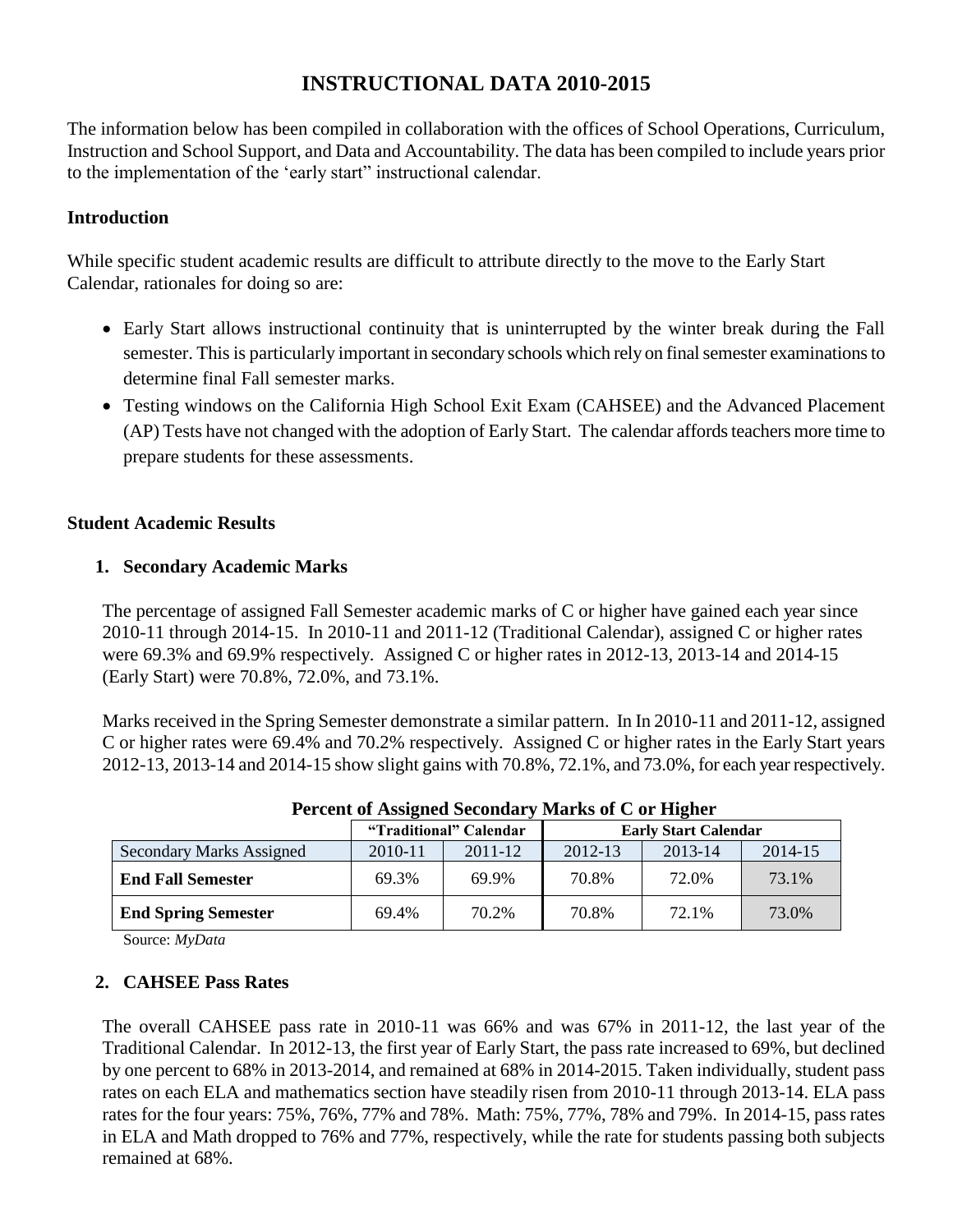# INSTRUCTIONAL DATA 2010-2015

The information below has been compiled in collaboration with the offices of School Operations, Curriculum, Instruction and School Support, and Data and Accountability. The data has been compiled to include years prior to the implementation of the 'early start" instructional calendar.

### Introduction

While specific student academic results are difficult to attribute directly to the move to the Early Start Calendar, rationales for doing so are:

- Early Start allows instructional continuity that is uninterrupted by the winter break during the Fall semester. This is particularly important in secondary schools which rely on final semester examinations to determine final Fall semester marks.
- Testing windows on the California High School Exit Exam (CAHSEE) and the Advanced Placement (AP) Tests have not changed with the adoption of Early Start. The calendar affords teachers more time to prepare students for these assessments.

### Student Academic Results

**1. Secondary Academic Marks**

The percentage of assigned Fall Semester academic marks of C or higher have gained each year since 2010-11 through 2014-15. In 2010-11 and 2011-12 (Traditional Calendar), assigned C or higher rates were 69.3% and 69.9% respectively. Assigned C or higher rates in 2012-13, 2013-14 and 2014-15 (Early Start) were 70.8%, 72.0%, and 73.1%.

Marks received in the Spring Semester demonstrate a similar pattern. In In 2010-11 and 2011-12, assigned C or higher rates were 69.4% and 70.2% respectively. Assigned C or higher rates in the Early Start years 2012-13, 2013-14 and 2014-15 show slight gains with 70.8%, 72.1%, and 73.0%, for each year respectively.

**Percent of Assigned Secondary Marks of C or Higher**

| | "Traditional" Calendar | | Early Start Calendar | | |
|---|---|---|---|---|---|
| Secondary Marks Assigned | 2010-11 | 2011-12 | 2012-13 | 2013-14 | 2014-15 |
| **End Fall Semester** | 69.3% | 69.9% | 70.8% | 72.0% | 73.1% |
| **End Spring Semester** | 69.4% | 70.2% | 70.8% | 72.1% | 73.0% |

Source: *MyData*

**2. CAHSEE Pass Rates**

The overall CAHSEE pass rate in 2010-11 was 66% and was 67% in 2011-12, the last year of the Traditional Calendar. In 2012-13, the first year of Early Start, the pass rate increased to 69%, but declined by one percent to 68% in 2013-2014, and remained at 68% in 2014-2015. Taken individually, student pass rates on each ELA and mathematics section have steadily risen from 2010-11 through 2013-14. ELA pass rates for the four years: 75%, 76%, 77% and 78%. Math: 75%, 77%, 78% and 79%. In 2014-15, pass rates in ELA and Math dropped to 76% and 77%, respectively, while the rate for students passing both subjects remained at 68%.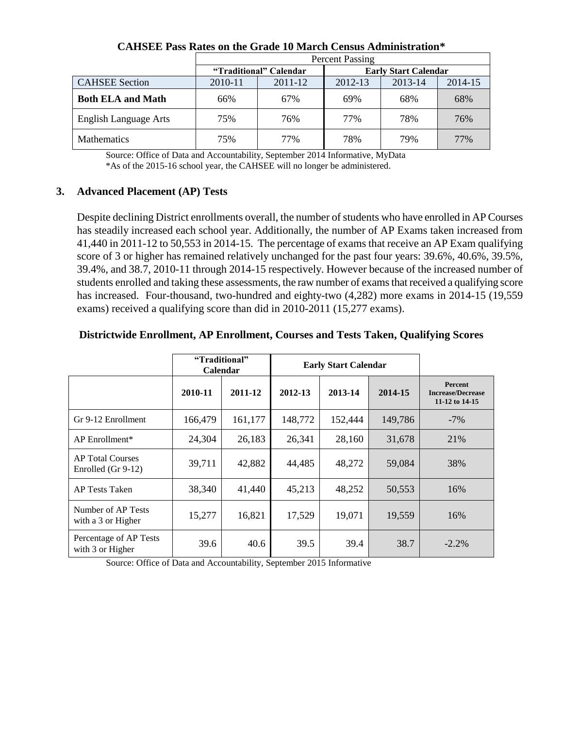**CAHSEE Pass Rates on the Grade 10 March Census Administration***

| | Percent Passing | | | | |
|---|---|---|---|---|---|
| | **"Traditional" Calendar** | | **Early Start Calendar** | | |
| CAHSEE Section | 2010-11 | 2011-12 | 2012-13 | 2013-14 | 2014-15 |
| **Both ELA and Math** | 66% | 67% | 69% | 68% | 68% |
| English Language Arts | 75% | 76% | 77% | 78% | 76% |
| Mathematics | 75% | 77% | 78% | 79% | 77% |

Source: Office of Data and Accountability, September 2014 Informative, MyData
*As of the 2015-16 school year, the CAHSEE will no longer be administered.

### 3. Advanced Placement (AP) Tests

Despite declining District enrollments overall, the number of students who have enrolled in AP Courses has steadily increased each school year. Additionally, the number of AP Exams taken increased from 41,440 in 2011-12 to 50,553 in 2014-15. The percentage of exams that receive an AP Exam qualifying score of 3 or higher has remained relatively unchanged for the past four years: 39.6%, 40.6%, 39.5%, 39.4%, and 38.7, 2010-11 through 2014-15 respectively. However because of the increased number of students enrolled and taking these assessments, the raw number of exams that received a qualifying score has increased. Four-thousand, two-hundred and eighty-two (4,282) more exams in 2014-15 (19,559 exams) received a qualifying score than did in 2010-2011 (15,277 exams).

**Districtwide Enrollment, AP Enrollment, Courses and Tests Taken, Qualifying Scores**

| | **"Traditional" Calendar** | | **Early Start Calendar** | | | |
|---|---|---|---|---|---|---|
| | **2010-11** | **2011-12** | **2012-13** | **2013-14** | **2014-15** | **Percent Increase/Decrease 11-12 to 14-15** |
| Gr 9-12 Enrollment | 166,479 | 161,177 | 148,772 | 152,444 | 149,786 | -7% |
| AP Enrollment* | 24,304 | 26,183 | 26,341 | 28,160 | 31,678 | 21% |
| AP Total Courses Enrolled (Gr 9-12) | 39,711 | 42,882 | 44,485 | 48,272 | 59,084 | 38% |
| AP Tests Taken | 38,340 | 41,440 | 45,213 | 48,252 | 50,553 | 16% |
| Number of AP Tests with a 3 or Higher | 15,277 | 16,821 | 17,529 | 19,071 | 19,559 | 16% |
| Percentage of AP Tests with 3 or Higher | 39.6 | 40.6 | 39.5 | 39.4 | 38.7 | -2.2% |

Source: Office of Data and Accountability, September 2015 Informative